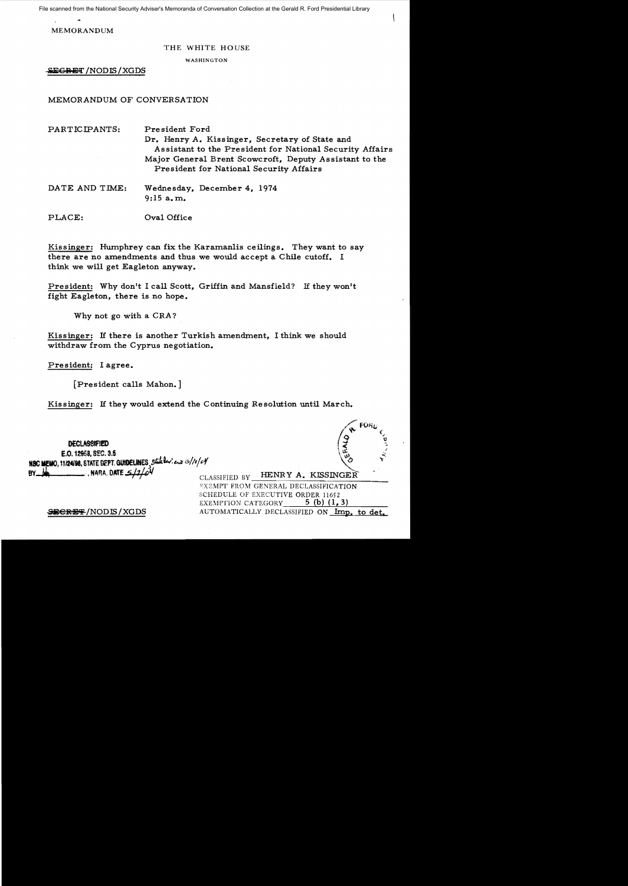MEMORANDUM

THE WHITE HOUSE

WASHINGTON

~~SECRET~~/NODIS/XGDS

MEMORANDUM OF CONVERSATION

PARTICIPANTS: President Ford
Dr. Henry A. Kissinger, Secretary of State and Assistant to the President for National Security Affairs
Major General Brent Scowcroft, Deputy Assistant to the President for National Security Affairs

DATE AND TIME: Wednesday, December 4, 1974
9:15 a.m.

PLACE: Oval Office

Kissinger: Humphrey can fix the Karamanlis ceilings. They want to say there are no amendments and thus we would accept a Chile cutoff. I think we will get Eagleton anyway.

President: Why don't I call Scott, Griffin and Mansfield? If they won't fight Eagleton, there is no hope.

Why not go with a CRA?

Kissinger: If there is another Turkish amendment, I think we should withdraw from the Cyprus negotiation.

President: I agree.

[President calls Mahon.]

Kissinger: If they would extend the Continuing Resolution until March.

DECLASSIFIED
E.O. 12958, SEC. 3.5
NSC MEMO, 11/24/98, STATE DEPT. GUIDELINES, State Rev. 3/11/04
BY ___, NARA, DATE 5/7/04

CLASSIFIED BY HENRY A. KISSINGER
EXEMPT FROM GENERAL DECLASSIFICATION SCHEDULE OF EXECUTIVE ORDER 11652
EXEMPTION CATEGORY 5 (b) (1, 3)
AUTOMATICALLY DECLASSIFIED ON Imp. to det.

~~SECRET~~/NODIS/XGDS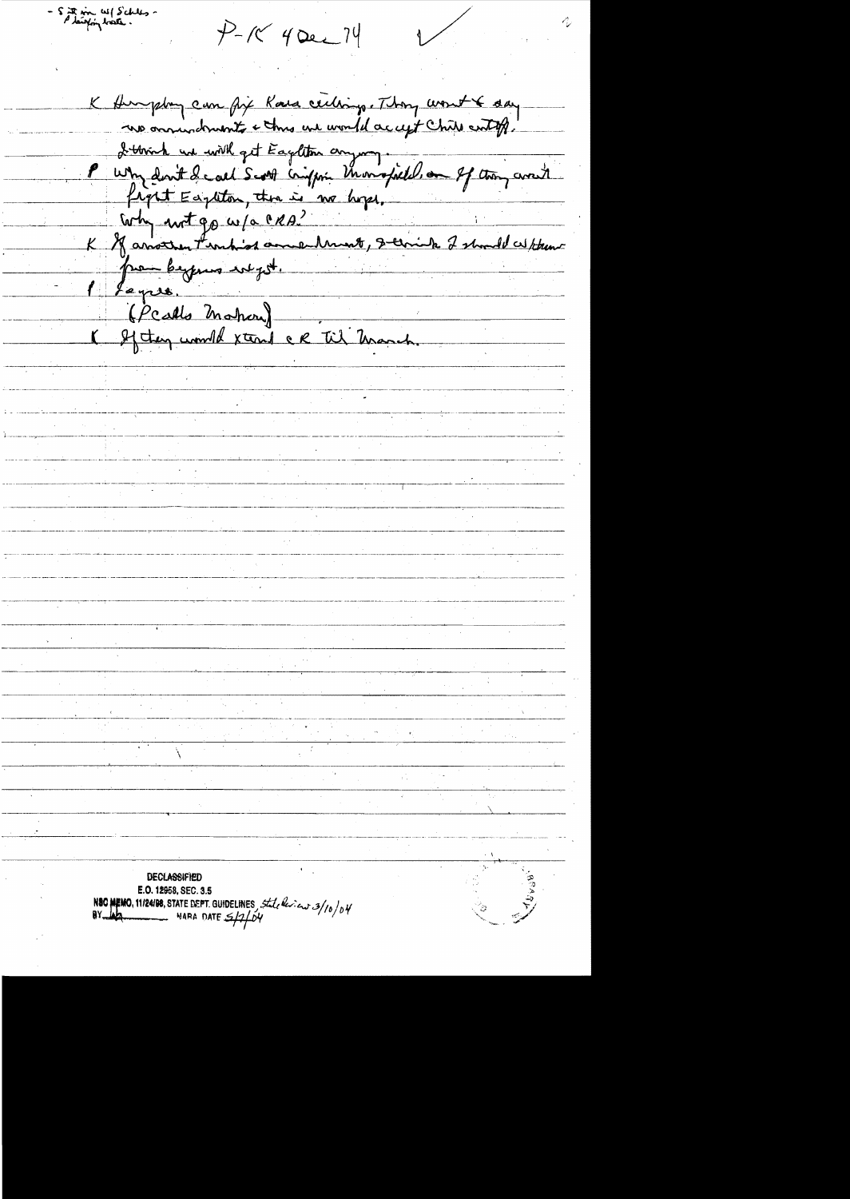- Sit in w/ Schles - Planning trade.

P-K 4 Dec 74

K Humphrey can fix Korea ceilings. They won't & say no amendments & then we would accept Chile cutoff. I think we will get Eagleton anyway.

P Why don't I call Scott Griffin Mansfield, or if they won't fight Eagleton, there is no hope.

Why not go w/a CRA?

K If another Turkish amendment, I think I should withdraw from Kissinger weight.

P I agree.

(P calls Mahon)

K If they would xtend CR til March.

DECLASSIFIED
E.O. 12958, SEC. 3.5
NSC MEMO, 11/24/98, STATE DEPT. GUIDELINES State Review 3/10/04
BY [initials] NARA DATE 5/7/04